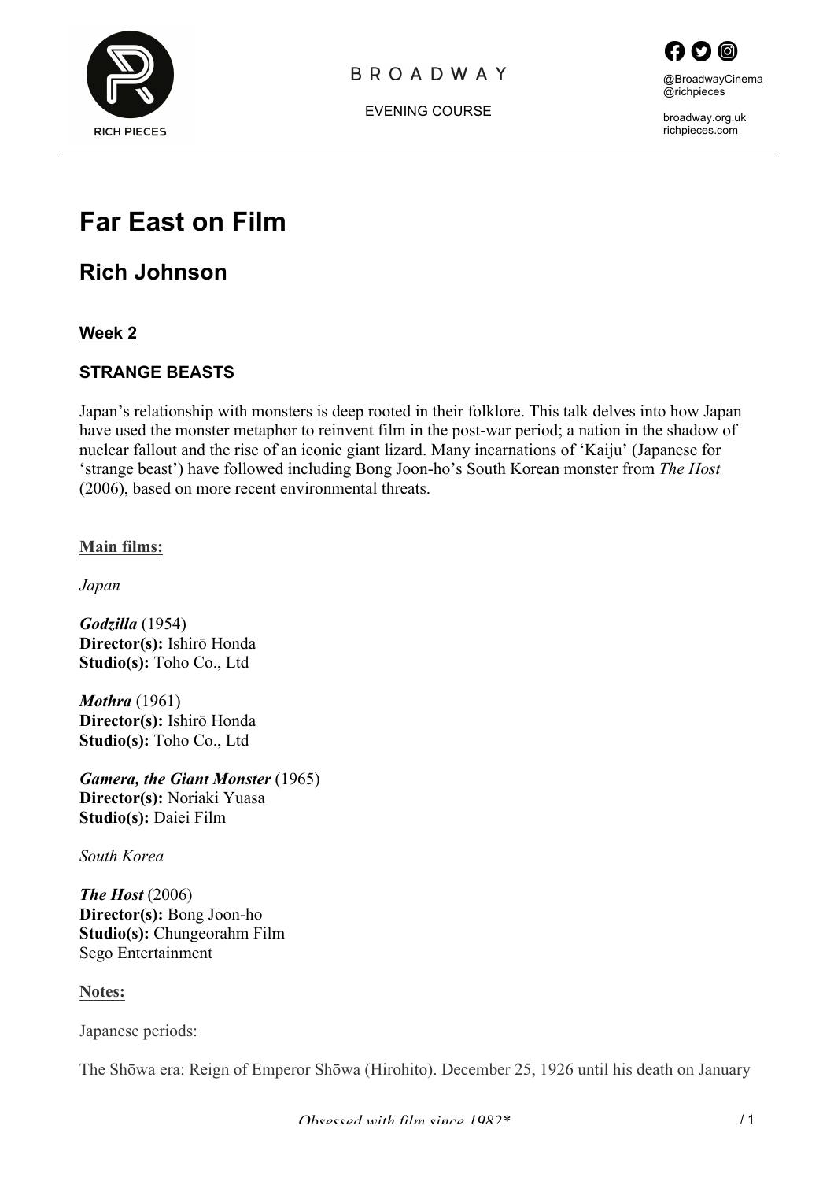RICH PIECES

BROADWAY

EVENING COURSE

@BroadwayCinema
@richpieces

broadway.org.uk
richpieces.com

# Far East on Film

## Rich Johnson

### Week 2

### STRANGE BEASTS

Japan's relationship with monsters is deep rooted in their folklore. This talk delves into how Japan have used the monster metaphor to reinvent film in the post-war period; a nation in the shadow of nuclear fallout and the rise of an iconic giant lizard. Many incarnations of 'Kaiju' (Japanese for 'strange beast') have followed including Bong Joon-ho's South Korean monster from *The Host* (2006), based on more recent environmental threats.

**Main films:**

*Japan*

***Godzilla*** (1954)
**Director(s):** Ishirō Honda
**Studio(s):** Toho Co., Ltd

***Mothra*** (1961)
**Director(s):** Ishirō Honda
**Studio(s):** Toho Co., Ltd

***Gamera, the Giant Monster*** (1965)
**Director(s):** Noriaki Yuasa
**Studio(s):** Daiei Film

*South Korea*

***The Host*** (2006)
**Director(s):** Bong Joon-ho
**Studio(s):** Chungeorahm Film
Sego Entertainment

**Notes:**

Japanese periods:

The Shōwa era: Reign of Emperor Shōwa (Hirohito). December 25, 1926 until his death on January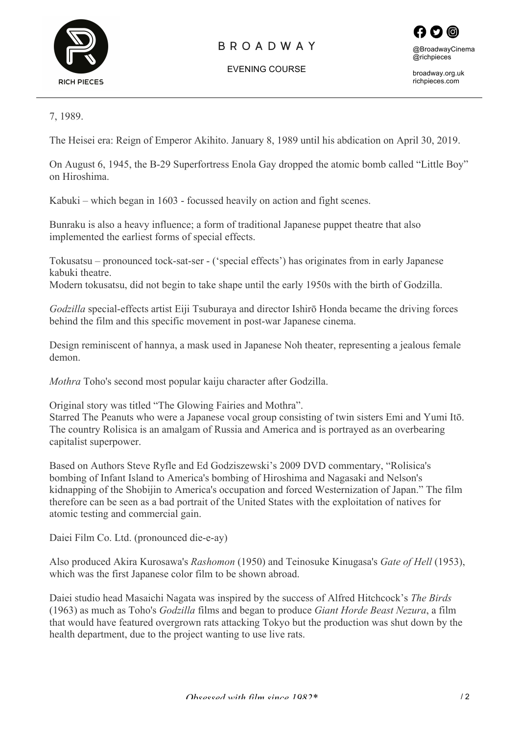7, 1989.

The Heisei era: Reign of Emperor Akihito. January 8, 1989 until his abdication on April 30, 2019.

On August 6, 1945, the B-29 Superfortress Enola Gay dropped the atomic bomb called "Little Boy" on Hiroshima.

Kabuki – which began in 1603 - focussed heavily on action and fight scenes.

Bunraku is also a heavy influence; a form of traditional Japanese puppet theatre that also implemented the earliest forms of special effects.

Tokusatsu – pronounced tock-sat-ser - ('special effects') has originates from in early Japanese kabuki theatre.
Modern tokusatsu, did not begin to take shape until the early 1950s with the birth of Godzilla.

*Godzilla* special-effects artist Eiji Tsuburaya and director Ishirō Honda became the driving forces behind the film and this specific movement in post-war Japanese cinema.

Design reminiscent of hannya, a mask used in Japanese Noh theater, representing a jealous female demon.

*Mothra* Toho's second most popular kaiju character after Godzilla.

Original story was titled "The Glowing Fairies and Mothra".
Starred The Peanuts who were a Japanese vocal group consisting of twin sisters Emi and Yumi Itō.
The country Rolisica is an amalgam of Russia and America and is portrayed as an overbearing capitalist superpower.

Based on Authors Steve Ryfle and Ed Godziszewski's 2009 DVD commentary, "Rolisica's bombing of Infant Island to America's bombing of Hiroshima and Nagasaki and Nelson's kidnapping of the Shobijin to America's occupation and forced Westernization of Japan." The film therefore can be seen as a bad portrait of the United States with the exploitation of natives for atomic testing and commercial gain.

Daiei Film Co. Ltd. (pronounced die-e-ay)

Also produced Akira Kurosawa's *Rashomon* (1950) and Teinosuke Kinugasa's *Gate of Hell* (1953), which was the first Japanese color film to be shown abroad.

Daiei studio head Masaichi Nagata was inspired by the success of Alfred Hitchcock's *The Birds* (1963) as much as Toho's *Godzilla* films and began to produce *Giant Horde Beast Nezura*, a film that would have featured overgrown rats attacking Tokyo but the production was shut down by the health department, due to the project wanting to use live rats.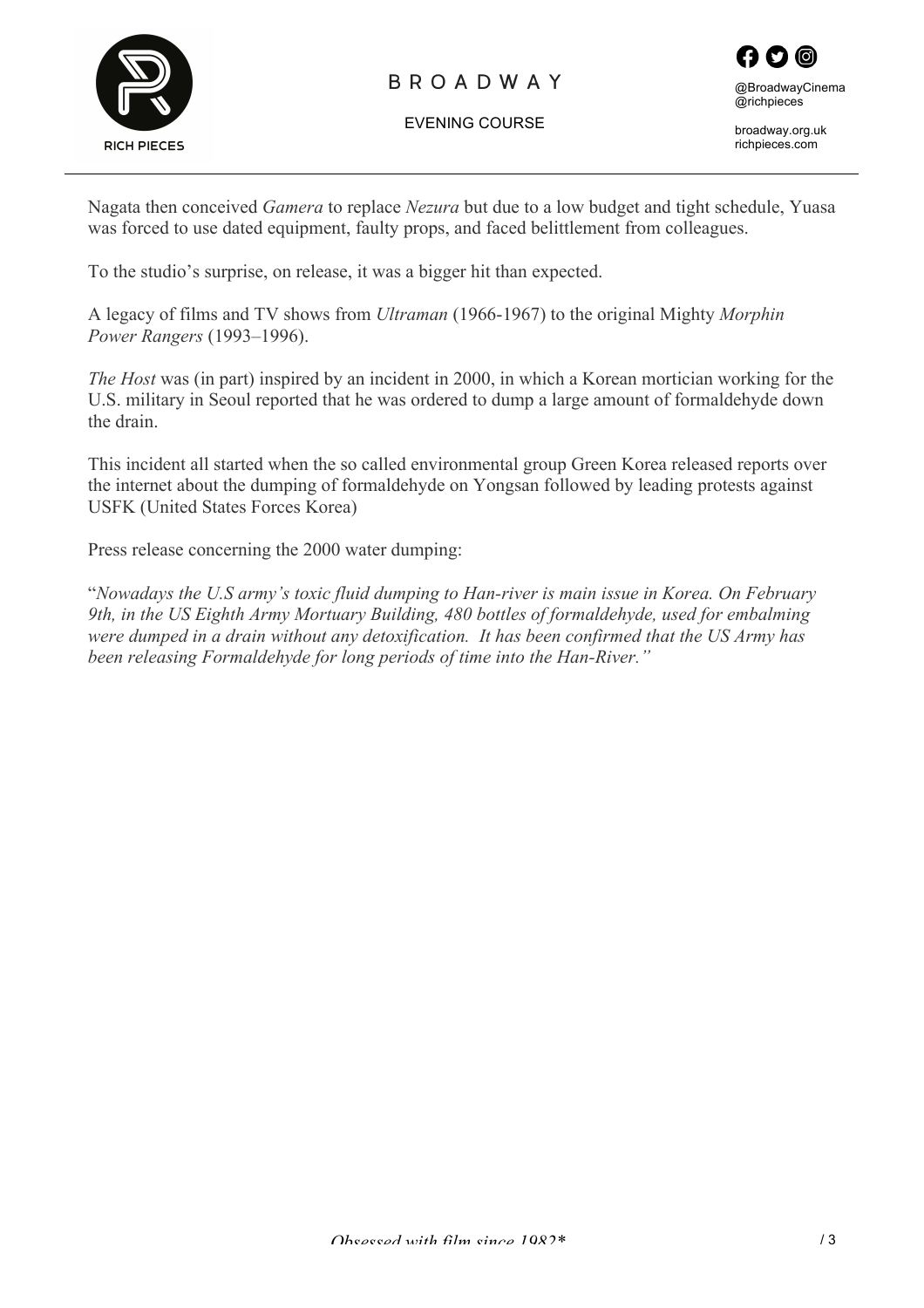Nagata then conceived *Gamera* to replace *Nezura* but due to a low budget and tight schedule, Yuasa was forced to use dated equipment, faulty props, and faced belittlement from colleagues.

To the studio's surprise, on release, it was a bigger hit than expected.

A legacy of films and TV shows from *Ultraman* (1966-1967) to the original Mighty *Morphin Power Rangers* (1993–1996).

*The Host* was (in part) inspired by an incident in 2000, in which a Korean mortician working for the U.S. military in Seoul reported that he was ordered to dump a large amount of formaldehyde down the drain.

This incident all started when the so called environmental group Green Korea released reports over the internet about the dumping of formaldehyde on Yongsan followed by leading protests against USFK (United States Forces Korea)

Press release concerning the 2000 water dumping:

"*Nowadays the U.S army's toxic fluid dumping to Han-river is main issue in Korea. On February 9th, in the US Eighth Army Mortuary Building, 480 bottles of formaldehyde, used for embalming were dumped in a drain without any detoxification. It has been confirmed that the US Army has been releasing Formaldehyde for long periods of time into the Han-River."*